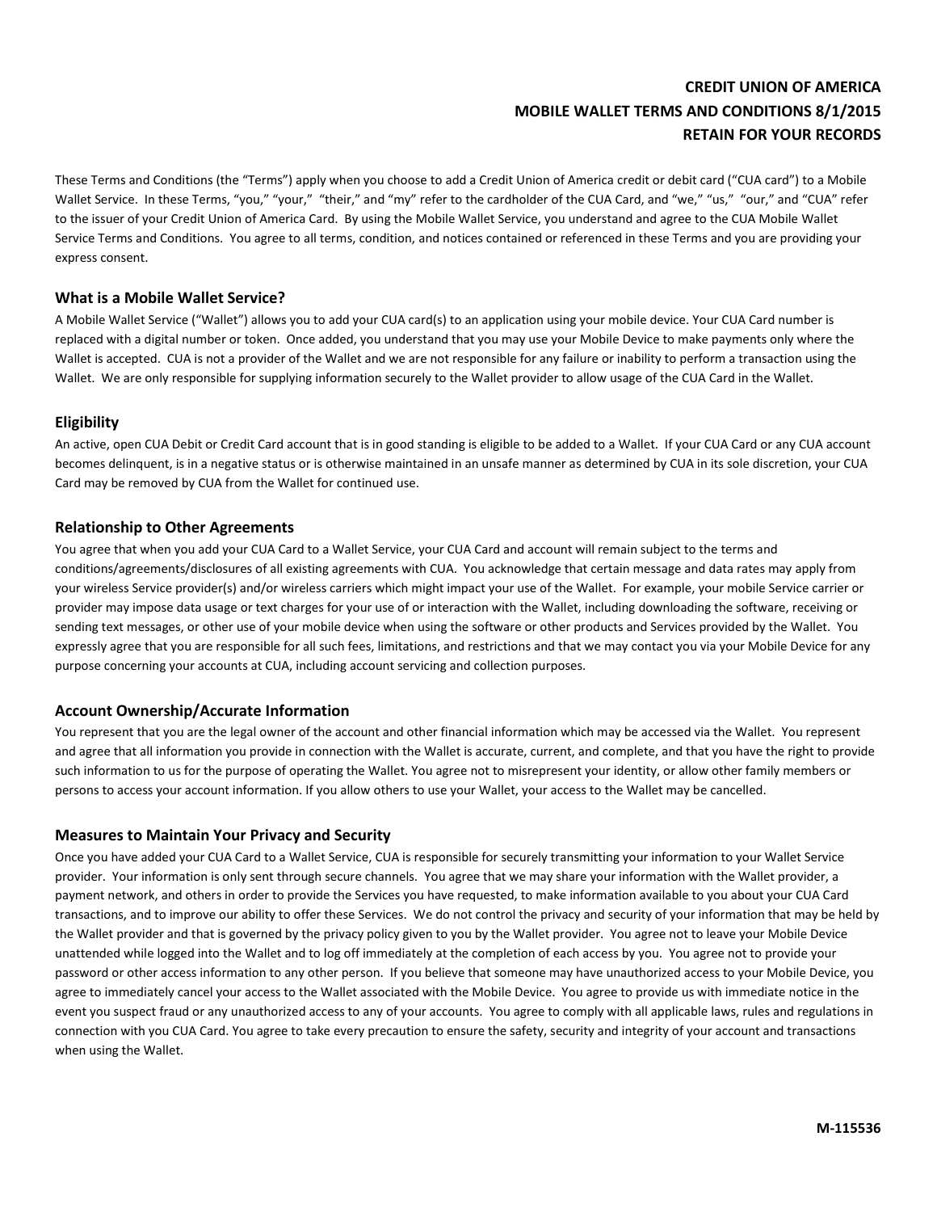# CREDIT UNION OF AMERICA
# MOBILE WALLET TERMS AND CONDITIONS 8/1/2015
# RETAIN FOR YOUR RECORDS

These Terms and Conditions (the "Terms") apply when you choose to add a Credit Union of America credit or debit card ("CUA card") to a Mobile Wallet Service. In these Terms, "you," "your," "their," and "my" refer to the cardholder of the CUA Card, and "we," "us," "our," and "CUA" refer to the issuer of your Credit Union of America Card. By using the Mobile Wallet Service, you understand and agree to the CUA Mobile Wallet Service Terms and Conditions. You agree to all terms, condition, and notices contained or referenced in these Terms and you are providing your express consent.

## What is a Mobile Wallet Service?

A Mobile Wallet Service ("Wallet") allows you to add your CUA card(s) to an application using your mobile device. Your CUA Card number is replaced with a digital number or token. Once added, you understand that you may use your Mobile Device to make payments only where the Wallet is accepted. CUA is not a provider of the Wallet and we are not responsible for any failure or inability to perform a transaction using the Wallet. We are only responsible for supplying information securely to the Wallet provider to allow usage of the CUA Card in the Wallet.

## Eligibility

An active, open CUA Debit or Credit Card account that is in good standing is eligible to be added to a Wallet. If your CUA Card or any CUA account becomes delinquent, is in a negative status or is otherwise maintained in an unsafe manner as determined by CUA in its sole discretion, your CUA Card may be removed by CUA from the Wallet for continued use.

## Relationship to Other Agreements

You agree that when you add your CUA Card to a Wallet Service, your CUA Card and account will remain subject to the terms and conditions/agreements/disclosures of all existing agreements with CUA. You acknowledge that certain message and data rates may apply from your wireless Service provider(s) and/or wireless carriers which might impact your use of the Wallet. For example, your mobile Service carrier or provider may impose data usage or text charges for your use of or interaction with the Wallet, including downloading the software, receiving or sending text messages, or other use of your mobile device when using the software or other products and Services provided by the Wallet. You expressly agree that you are responsible for all such fees, limitations, and restrictions and that we may contact you via your Mobile Device for any purpose concerning your accounts at CUA, including account servicing and collection purposes.

## Account Ownership/Accurate Information

You represent that you are the legal owner of the account and other financial information which may be accessed via the Wallet. You represent and agree that all information you provide in connection with the Wallet is accurate, current, and complete, and that you have the right to provide such information to us for the purpose of operating the Wallet. You agree not to misrepresent your identity, or allow other family members or persons to access your account information. If you allow others to use your Wallet, your access to the Wallet may be cancelled.

## Measures to Maintain Your Privacy and Security

Once you have added your CUA Card to a Wallet Service, CUA is responsible for securely transmitting your information to your Wallet Service provider. Your information is only sent through secure channels. You agree that we may share your information with the Wallet provider, a payment network, and others in order to provide the Services you have requested, to make information available to you about your CUA Card transactions, and to improve our ability to offer these Services. We do not control the privacy and security of your information that may be held by the Wallet provider and that is governed by the privacy policy given to you by the Wallet provider. You agree not to leave your Mobile Device unattended while logged into the Wallet and to log off immediately at the completion of each access by you. You agree not to provide your password or other access information to any other person. If you believe that someone may have unauthorized access to your Mobile Device, you agree to immediately cancel your access to the Wallet associated with the Mobile Device. You agree to provide us with immediate notice in the event you suspect fraud or any unauthorized access to any of your accounts. You agree to comply with all applicable laws, rules and regulations in connection with you CUA Card. You agree to take every precaution to ensure the safety, security and integrity of your account and transactions when using the Wallet.

M-115536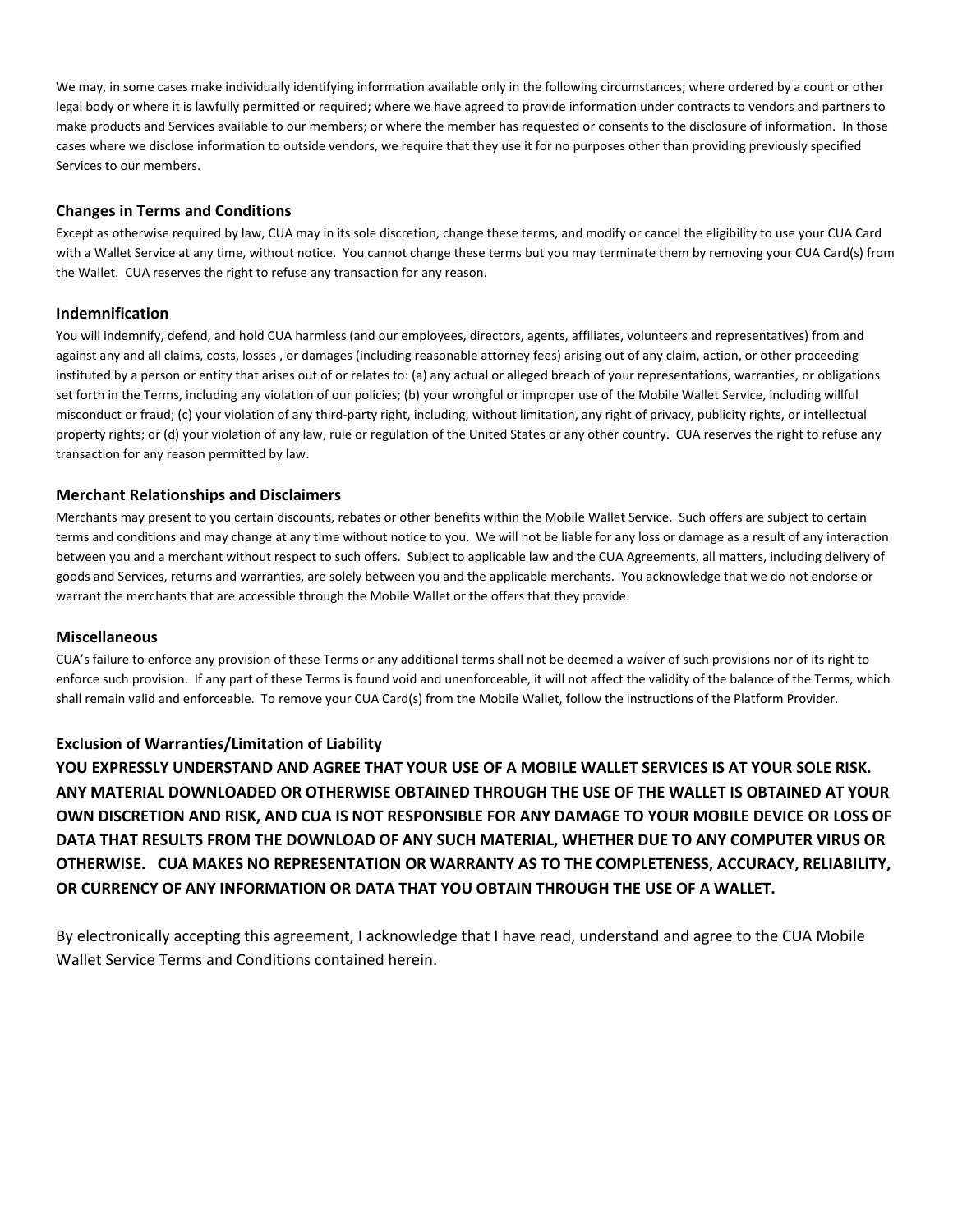We may, in some cases make individually identifying information available only in the following circumstances; where ordered by a court or other legal body or where it is lawfully permitted or required; where we have agreed to provide information under contracts to vendors and partners to make products and Services available to our members; or where the member has requested or consents to the disclosure of information. In those cases where we disclose information to outside vendors, we require that they use it for no purposes other than providing previously specified Services to our members.

### Changes in Terms and Conditions

Except as otherwise required by law, CUA may in its sole discretion, change these terms, and modify or cancel the eligibility to use your CUA Card with a Wallet Service at any time, without notice. You cannot change these terms but you may terminate them by removing your CUA Card(s) from the Wallet. CUA reserves the right to refuse any transaction for any reason.

### Indemnification

You will indemnify, defend, and hold CUA harmless (and our employees, directors, agents, affiliates, volunteers and representatives) from and against any and all claims, costs, losses , or damages (including reasonable attorney fees) arising out of any claim, action, or other proceeding instituted by a person or entity that arises out of or relates to: (a) any actual or alleged breach of your representations, warranties, or obligations set forth in the Terms, including any violation of our policies; (b) your wrongful or improper use of the Mobile Wallet Service, including willful misconduct or fraud; (c) your violation of any third-party right, including, without limitation, any right of privacy, publicity rights, or intellectual property rights; or (d) your violation of any law, rule or regulation of the United States or any other country. CUA reserves the right to refuse any transaction for any reason permitted by law.

### Merchant Relationships and Disclaimers

Merchants may present to you certain discounts, rebates or other benefits within the Mobile Wallet Service. Such offers are subject to certain terms and conditions and may change at any time without notice to you. We will not be liable for any loss or damage as a result of any interaction between you and a merchant without respect to such offers. Subject to applicable law and the CUA Agreements, all matters, including delivery of goods and Services, returns and warranties, are solely between you and the applicable merchants. You acknowledge that we do not endorse or warrant the merchants that are accessible through the Mobile Wallet or the offers that they provide.

### Miscellaneous

CUA's failure to enforce any provision of these Terms or any additional terms shall not be deemed a waiver of such provisions nor of its right to enforce such provision. If any part of these Terms is found void and unenforceable, it will not affect the validity of the balance of the Terms, which shall remain valid and enforceable. To remove your CUA Card(s) from the Mobile Wallet, follow the instructions of the Platform Provider.

### Exclusion of Warranties/Limitation of Liability

**YOU EXPRESSLY UNDERSTAND AND AGREE THAT YOUR USE OF A MOBILE WALLET SERVICES IS AT YOUR SOLE RISK. ANY MATERIAL DOWNLOADED OR OTHERWISE OBTAINED THROUGH THE USE OF THE WALLET IS OBTAINED AT YOUR OWN DISCRETION AND RISK, AND CUA IS NOT RESPONSIBLE FOR ANY DAMAGE TO YOUR MOBILE DEVICE OR LOSS OF DATA THAT RESULTS FROM THE DOWNLOAD OF ANY SUCH MATERIAL, WHETHER DUE TO ANY COMPUTER VIRUS OR OTHERWISE. CUA MAKES NO REPRESENTATION OR WARRANTY AS TO THE COMPLETENESS, ACCURACY, RELIABILITY, OR CURRENCY OF ANY INFORMATION OR DATA THAT YOU OBTAIN THROUGH THE USE OF A WALLET.**

By electronically accepting this agreement, I acknowledge that I have read, understand and agree to the CUA Mobile Wallet Service Terms and Conditions contained herein.